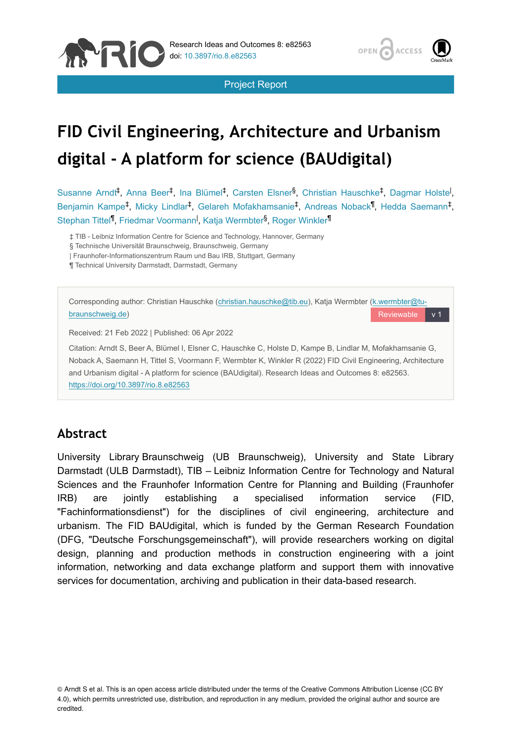Project Report

# FID Civil Engineering, Architecture and Urbanism digital - A platform for science (BAUdigital)

Susanne Arndt[‡], Anna Beer[‡], Ina Blümel[‡], Carsten Elsner[§], Christian Hauschke[‡], Dagmar Holste[|], Benjamin Kampe[‡], Micky Lindlar[‡], Gelareh Mofakhamsanie[‡], Andreas Noback[¶], Hedda Saemann[‡], Stephan Tittel[¶], Friedmar Voormann[|], Katja Wermbter[§], Roger Winkler[¶]

‡ TIB - Leibniz Information Centre for Science and Technology, Hannover, Germany
§ Technische Universität Braunschweig, Braunschweig, Germany
| Fraunhofer-Informationszentrum Raum und Bau IRB, Stuttgart, Germany
¶ Technical University Darmstadt, Darmstadt, Germany

Corresponding author: Christian Hauschke (christian.hauschke@tib.eu), Katja Wermbter (k.wermbter@tu-braunschweig.de)

Reviewable v 1

Received: 21 Feb 2022 | Published: 06 Apr 2022

Citation: Arndt S, Beer A, Blümel I, Elsner C, Hauschke C, Holste D, Kampe B, Lindlar M, Mofakhamsanie G, Noback A, Saemann H, Tittel S, Voormann F, Wermbter K, Winkler R (2022) FID Civil Engineering, Architecture and Urbanism digital - A platform for science (BAUdigital). Research Ideas and Outcomes 8: e82563. https://doi.org/10.3897/rio.8.e82563

## Abstract

University Library Braunschweig (UB Braunschweig), University and State Library Darmstadt (ULB Darmstadt), TIB – Leibniz Information Centre for Technology and Natural Sciences and the Fraunhofer Information Centre for Planning and Building (Fraunhofer IRB) are jointly establishing a specialised information service (FID, "Fachinformationsdienst") for the disciplines of civil engineering, architecture and urbanism. The FID BAUdigital, which is funded by the German Research Foundation (DFG, "Deutsche Forschungsgemeinschaft"), will provide researchers working on digital design, planning and production methods in construction engineering with a joint information, networking and data exchange platform and support them with innovative services for documentation, archiving and publication in their data-based research.

© Arndt S et al. This is an open access article distributed under the terms of the Creative Commons Attribution License (CC BY 4.0), which permits unrestricted use, distribution, and reproduction in any medium, provided the original author and source are credited.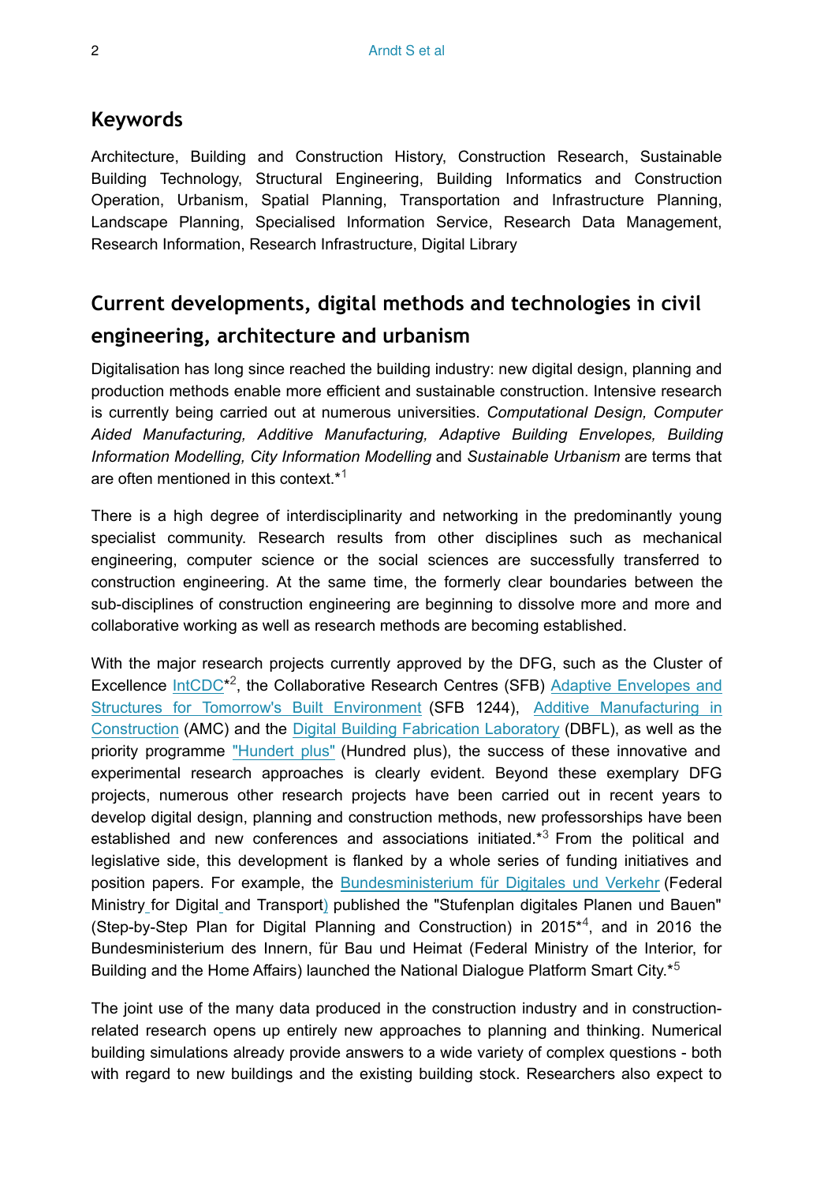## Keywords

Architecture, Building and Construction History, Construction Research, Sustainable Building Technology, Structural Engineering, Building Informatics and Construction Operation, Urbanism, Spatial Planning, Transportation and Infrastructure Planning, Landscape Planning, Specialised Information Service, Research Data Management, Research Information, Research Infrastructure, Digital Library

## Current developments, digital methods and technologies in civil engineering, architecture and urbanism

Digitalisation has long since reached the building industry: new digital design, planning and production methods enable more efficient and sustainable construction. Intensive research is currently being carried out at numerous universities. *Computational Design, Computer Aided Manufacturing, Additive Manufacturing, Adaptive Building Envelopes, Building Information Modelling, City Information Modelling* and *Sustainable Urbanism* are terms that are often mentioned in this context.*[1]

There is a high degree of interdisciplinarity and networking in the predominantly young specialist community. Research results from other disciplines such as mechanical engineering, computer science or the social sciences are successfully transferred to construction engineering. At the same time, the formerly clear boundaries between the sub-disciplines of construction engineering are beginning to dissolve more and more and collaborative working as well as research methods are becoming established.

With the major research projects currently approved by the DFG, such as the Cluster of Excellence IntCDC*[2], the Collaborative Research Centres (SFB) Adaptive Envelopes and Structures for Tomorrow's Built Environment (SFB 1244), Additive Manufacturing in Construction (AMC) and the Digital Building Fabrication Laboratory (DBFL), as well as the priority programme "Hundert plus" (Hundred plus), the success of these innovative and experimental research approaches is clearly evident. Beyond these exemplary DFG projects, numerous other research projects have been carried out in recent years to develop digital design, planning and construction methods, new professorships have been established and new conferences and associations initiated.*[3] From the political and legislative side, this development is flanked by a whole series of funding initiatives and position papers. For example, the Bundesministerium für Digitales und Verkehr (Federal Ministry for Digital and Transport) published the "Stufenplan digitales Planen und Bauen" (Step-by-Step Plan for Digital Planning and Construction) in 2015*[4], and in 2016 the Bundesministerium des Innern, für Bau und Heimat (Federal Ministry of the Interior, for Building and the Home Affairs) launched the National Dialogue Platform Smart City.*[5]

The joint use of the many data produced in the construction industry and in construction-related research opens up entirely new approaches to planning and thinking. Numerical building simulations already provide answers to a wide variety of complex questions - both with regard to new buildings and the existing building stock. Researchers also expect to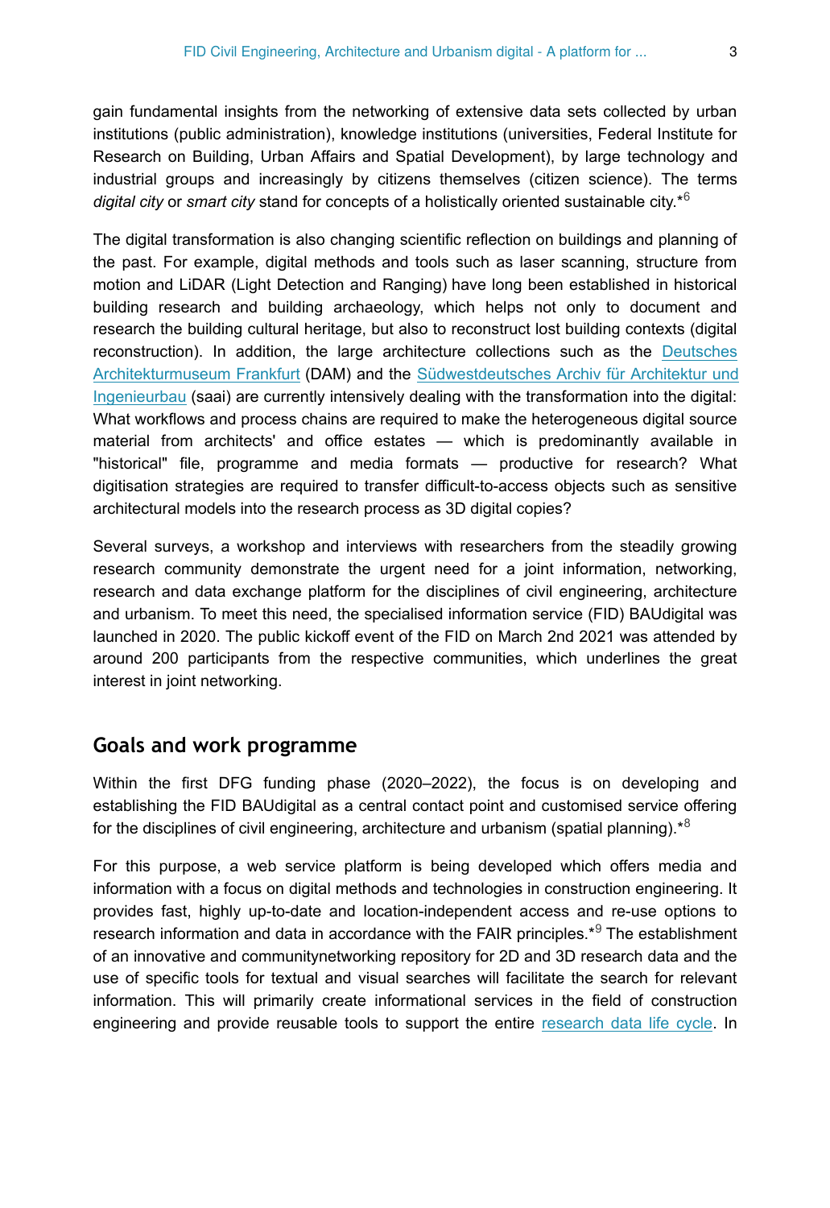gain fundamental insights from the networking of extensive data sets collected by urban institutions (public administration), knowledge institutions (universities, Federal Institute for Research on Building, Urban Affairs and Spatial Development), by large technology and industrial groups and increasingly by citizens themselves (citizen science). The terms *digital city* or *smart city* stand for concepts of a holistically oriented sustainable city.*[6]

The digital transformation is also changing scientific reflection on buildings and planning of the past. For example, digital methods and tools such as laser scanning, structure from motion and LiDAR (Light Detection and Ranging) have long been established in historical building research and building archaeology, which helps not only to document and research the building cultural heritage, but also to reconstruct lost building contexts (digital reconstruction). In addition, the large architecture collections such as the Deutsches Architekturmuseum Frankfurt (DAM) and the Südwestdeutsches Archiv für Architektur und Ingenieurbau (saai) are currently intensively dealing with the transformation into the digital: What workflows and process chains are required to make the heterogeneous digital source material from architects' and office estates — which is predominantly available in "historical" file, programme and media formats — productive for research? What digitisation strategies are required to transfer difficult-to-access objects such as sensitive architectural models into the research process as 3D digital copies?

Several surveys, a workshop and interviews with researchers from the steadily growing research community demonstrate the urgent need for a joint information, networking, research and data exchange platform for the disciplines of civil engineering, architecture and urbanism. To meet this need, the specialised information service (FID) BAUdigital was launched in 2020. The public kickoff event of the FID on March 2nd 2021 was attended by around 200 participants from the respective communities, which underlines the great interest in joint networking.

## Goals and work programme

Within the first DFG funding phase (2020–2022), the focus is on developing and establishing the FID BAUdigital as a central contact point and customised service offering for the disciplines of civil engineering, architecture and urbanism (spatial planning).*[8]

For this purpose, a web service platform is being developed which offers media and information with a focus on digital methods and technologies in construction engineering. It provides fast, highly up-to-date and location-independent access and re-use options to research information and data in accordance with the FAIR principles.*[9] The establishment of an innovative and communitynetworking repository for 2D and 3D research data and the use of specific tools for textual and visual searches will facilitate the search for relevant information. This will primarily create informational services in the field of construction engineering and provide reusable tools to support the entire research data life cycle. In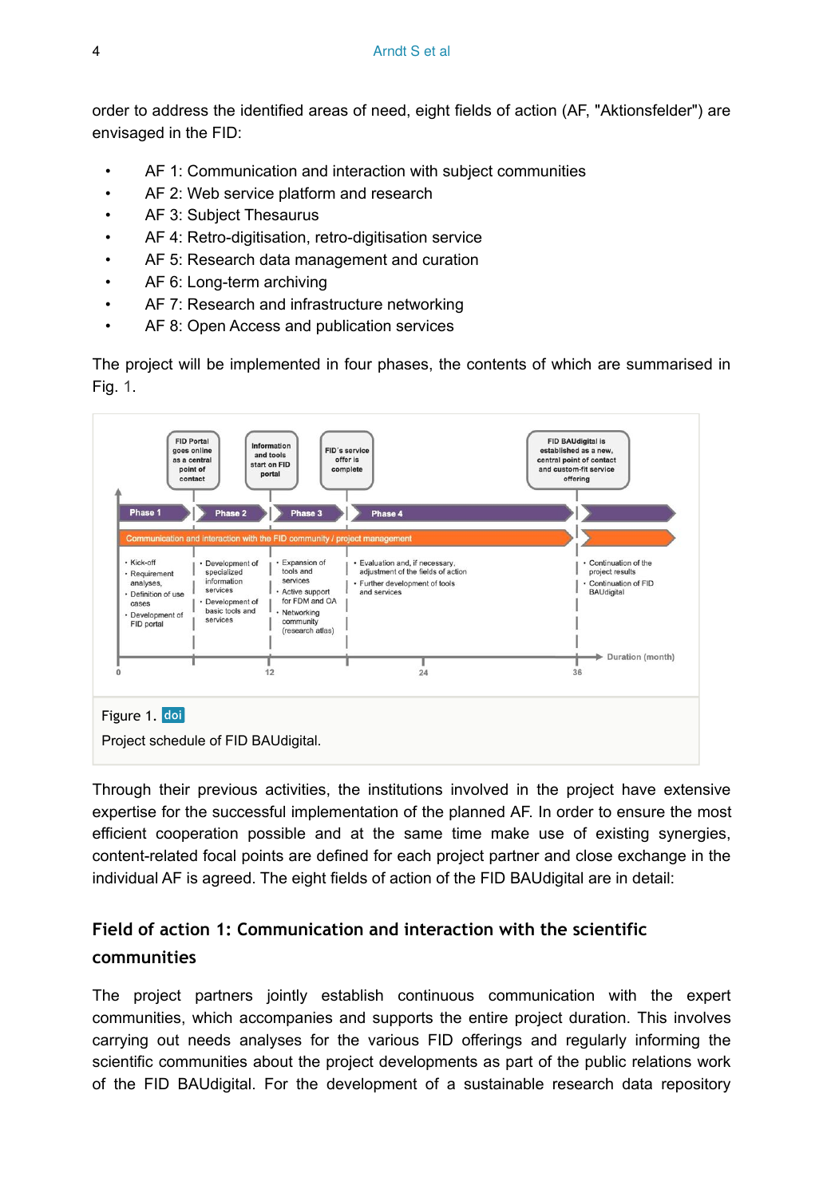order to address the identified areas of need, eight fields of action (AF, "Aktionsfelder") are envisaged in the FID:

- AF 1: Communication and interaction with subject communities
- AF 2: Web service platform and research
- AF 3: Subject Thesaurus
- AF 4: Retro-digitisation, retro-digitisation service
- AF 5: Research data management and curation
- AF 6: Long-term archiving
- AF 7: Research and infrastructure networking
- AF 8: Open Access and publication services

The project will be implemented in four phases, the contents of which are summarised in Fig. 1.

Figure 1. doi

Project schedule of FID BAUdigital.

Through their previous activities, the institutions involved in the project have extensive expertise for the successful implementation of the planned AF. In order to ensure the most efficient cooperation possible and at the same time make use of existing synergies, content-related focal points are defined for each project partner and close exchange in the individual AF is agreed. The eight fields of action of the FID BAUdigital are in detail:

## Field of action 1: Communication and interaction with the scientific communities

The project partners jointly establish continuous communication with the expert communities, which accompanies and supports the entire project duration. This involves carrying out needs analyses for the various FID offerings and regularly informing the scientific communities about the project developments as part of the public relations work of the FID BAUdigital. For the development of a sustainable research data repository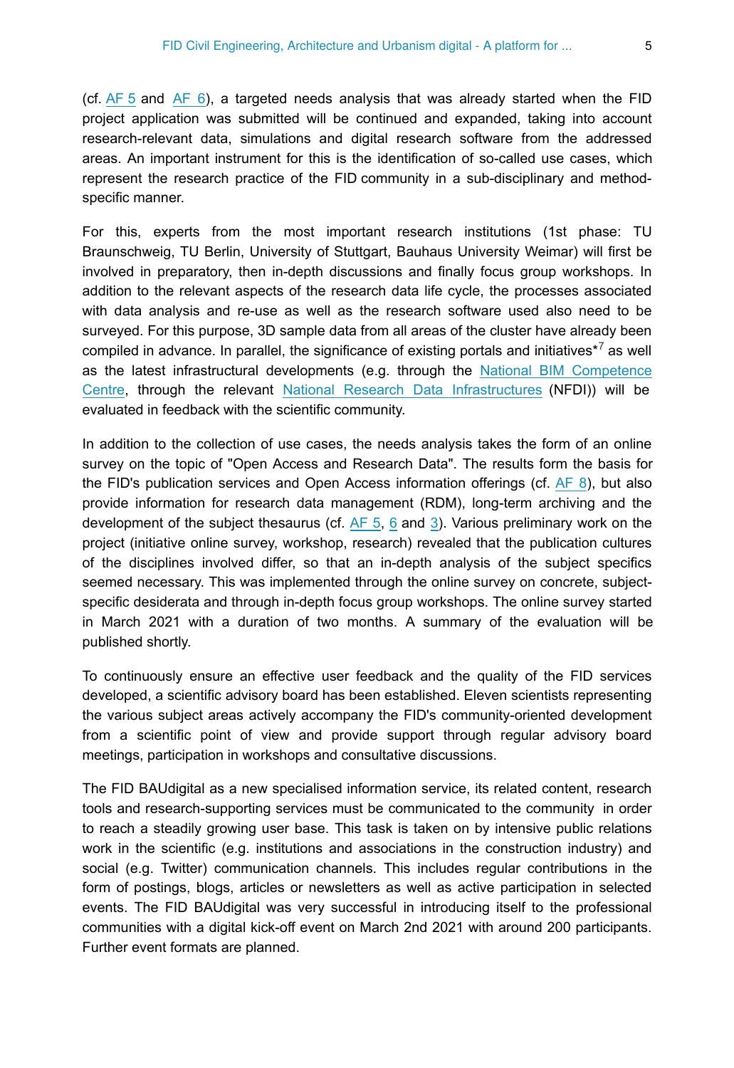(cf. AF 5 and AF 6), a targeted needs analysis that was already started when the FID project application was submitted will be continued and expanded, taking into account research-relevant data, simulations and digital research software from the addressed areas. An important instrument for this is the identification of so-called use cases, which represent the research practice of the FID community in a sub-disciplinary and method-specific manner.

For this, experts from the most important research institutions (1st phase: TU Braunschweig, TU Berlin, University of Stuttgart, Bauhaus University Weimar) will first be involved in preparatory, then in-depth discussions and finally focus group workshops. In addition to the relevant aspects of the research data life cycle, the processes associated with data analysis and re-use as well as the research software used also need to be surveyed. For this purpose, 3D sample data from all areas of the cluster have already been compiled in advance. In parallel, the significance of existing portals and initiatives*[7] as well as the latest infrastructural developments (e.g. through the National BIM Competence Centre, through the relevant National Research Data Infrastructures (NFDI)) will be evaluated in feedback with the scientific community.

In addition to the collection of use cases, the needs analysis takes the form of an online survey on the topic of "Open Access and Research Data". The results form the basis for the FID's publication services and Open Access information offerings (cf. AF 8), but also provide information for research data management (RDM), long-term archiving and the development of the subject thesaurus (cf. AF 5, 6 and 3). Various preliminary work on the project (initiative online survey, workshop, research) revealed that the publication cultures of the disciplines involved differ, so that an in-depth analysis of the subject specifics seemed necessary. This was implemented through the online survey on concrete, subject-specific desiderata and through in-depth focus group workshops. The online survey started in March 2021 with a duration of two months. A summary of the evaluation will be published shortly.

To continuously ensure an effective user feedback and the quality of the FID services developed, a scientific advisory board has been established. Eleven scientists representing the various subject areas actively accompany the FID's community-oriented development from a scientific point of view and provide support through regular advisory board meetings, participation in workshops and consultative discussions.

The FID BAUdigital as a new specialised information service, its related content, research tools and research-supporting services must be communicated to the community in order to reach a steadily growing user base. This task is taken on by intensive public relations work in the scientific (e.g. institutions and associations in the construction industry) and social (e.g. Twitter) communication channels. This includes regular contributions in the form of postings, blogs, articles or newsletters as well as active participation in selected events. The FID BAUdigital was very successful in introducing itself to the professional communities with a digital kick-off event on March 2nd 2021 with around 200 participants. Further event formats are planned.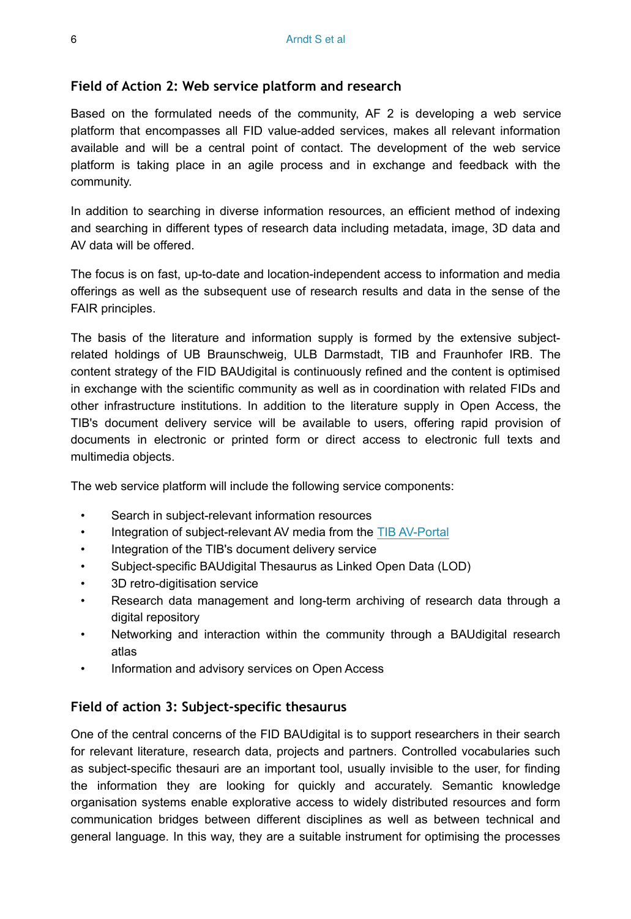### Field of Action 2: Web service platform and research

Based on the formulated needs of the community, AF 2 is developing a web service platform that encompasses all FID value-added services, makes all relevant information available and will be a central point of contact. The development of the web service platform is taking place in an agile process and in exchange and feedback with the community.

In addition to searching in diverse information resources, an efficient method of indexing and searching in different types of research data including metadata, image, 3D data and AV data will be offered.

The focus is on fast, up-to-date and location-independent access to information and media offerings as well as the subsequent use of research results and data in the sense of the FAIR principles.

The basis of the literature and information supply is formed by the extensive subject-related holdings of UB Braunschweig, ULB Darmstadt, TIB and Fraunhofer IRB. The content strategy of the FID BAUdigital is continuously refined and the content is optimised in exchange with the scientific community as well as in coordination with related FIDs and other infrastructure institutions. In addition to the literature supply in Open Access, the TIB's document delivery service will be available to users, offering rapid provision of documents in electronic or printed form or direct access to electronic full texts and multimedia objects.

The web service platform will include the following service components:

- Search in subject-relevant information resources
- Integration of subject-relevant AV media from the TIB AV-Portal
- Integration of the TIB's document delivery service
- Subject-specific BAUdigital Thesaurus as Linked Open Data (LOD)
- 3D retro-digitisation service
- Research data management and long-term archiving of research data through a digital repository
- Networking and interaction within the community through a BAUdigital research atlas
- Information and advisory services on Open Access

### Field of action 3: Subject-specific thesaurus

One of the central concerns of the FID BAUdigital is to support researchers in their search for relevant literature, research data, projects and partners. Controlled vocabularies such as subject-specific thesauri are an important tool, usually invisible to the user, for finding the information they are looking for quickly and accurately. Semantic knowledge organisation systems enable explorative access to widely distributed resources and form communication bridges between different disciplines as well as between technical and general language. In this way, they are a suitable instrument for optimising the processes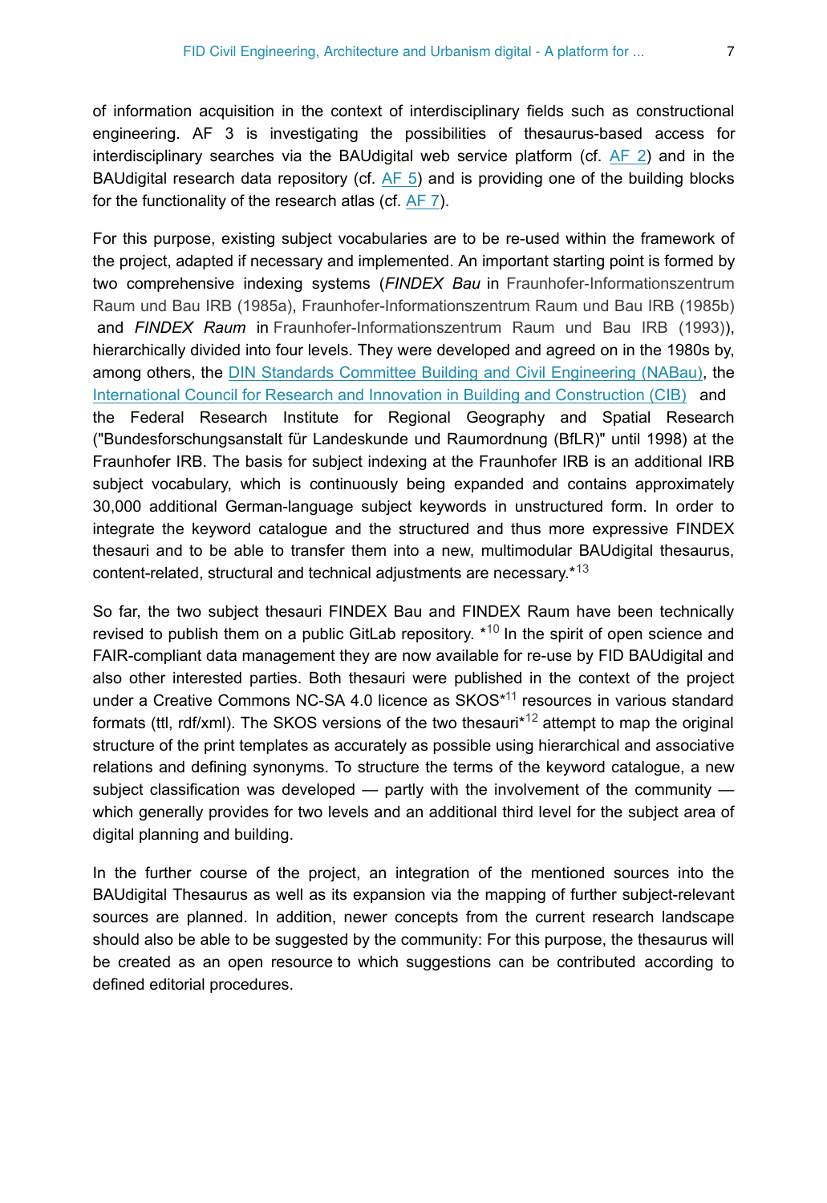of information acquisition in the context of interdisciplinary fields such as constructional engineering. AF 3 is investigating the possibilities of thesaurus-based access for interdisciplinary searches via the BAUdigital web service platform (cf. AF 2) and in the BAUdigital research data repository (cf. AF 5) and is providing one of the building blocks for the functionality of the research atlas (cf. AF 7).

For this purpose, existing subject vocabularies are to be re-used within the framework of the project, adapted if necessary and implemented. An important starting point is formed by two comprehensive indexing systems (*FINDEX Bau* in Fraunhofer-Informationszentrum Raum und Bau IRB (1985a), Fraunhofer-Informationszentrum Raum und Bau IRB (1985b) and *FINDEX Raum* in Fraunhofer-Informationszentrum Raum und Bau IRB (1993)), hierarchically divided into four levels. They were developed and agreed on in the 1980s by, among others, the DIN Standards Committee Building and Civil Engineering (NABau), the International Council for Research and Innovation in Building and Construction (CIB) and the Federal Research Institute for Regional Geography and Spatial Research ("Bundesforschungsanstalt für Landeskunde und Raumordnung (BfLR)" until 1998) at the Fraunhofer IRB. The basis for subject indexing at the Fraunhofer IRB is an additional IRB subject vocabulary, which is continuously being expanded and contains approximately 30,000 additional German-language subject keywords in unstructured form. In order to integrate the keyword catalogue and the structured and thus more expressive FINDEX thesauri and to be able to transfer them into a new, multimodular BAUdigital thesaurus, content-related, structural and technical adjustments are necessary.*[13]

So far, the two subject thesauri FINDEX Bau and FINDEX Raum have been technically revised to publish them on a public GitLab repository. *[10] In the spirit of open science and FAIR-compliant data management they are now available for re-use by FID BAUdigital and also other interested parties. Both thesauri were published in the context of the project under a Creative Commons NC-SA 4.0 licence as SKOS*[11] resources in various standard formats (ttl, rdf/xml). The SKOS versions of the two thesauri*[12] attempt to map the original structure of the print templates as accurately as possible using hierarchical and associative relations and defining synonyms. To structure the terms of the keyword catalogue, a new subject classification was developed — partly with the involvement of the community — which generally provides for two levels and an additional third level for the subject area of digital planning and building.

In the further course of the project, an integration of the mentioned sources into the BAUdigital Thesaurus as well as its expansion via the mapping of further subject-relevant sources are planned. In addition, newer concepts from the current research landscape should also be able to be suggested by the community: For this purpose, the thesaurus will be created as an open resource to which suggestions can be contributed according to defined editorial procedures.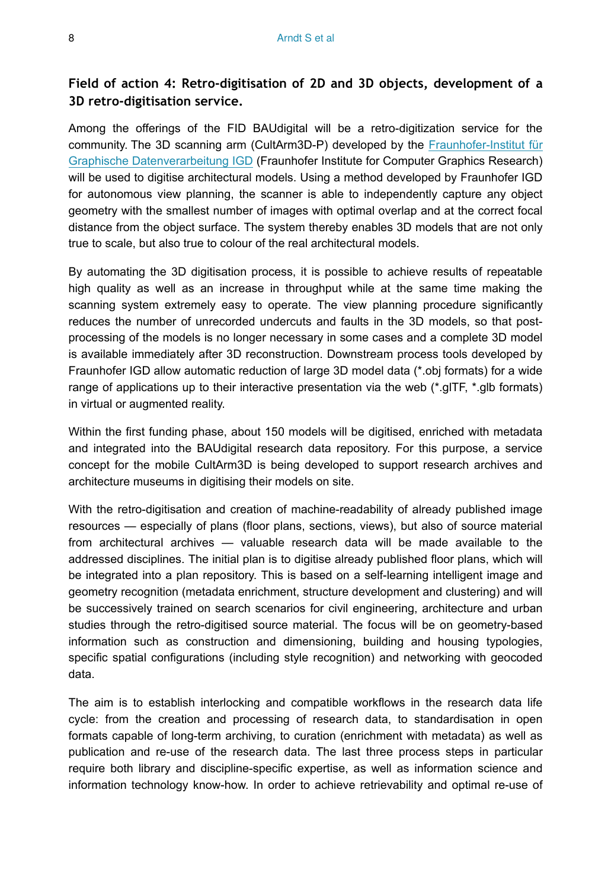### Field of action 4: Retro-digitisation of 2D and 3D objects, development of a 3D retro-digitisation service.

Among the offerings of the FID BAUdigital will be a retro-digitization service for the community. The 3D scanning arm (CultArm3D-P) developed by the Fraunhofer-Institut für Graphische Datenverarbeitung IGD (Fraunhofer Institute for Computer Graphics Research) will be used to digitise architectural models. Using a method developed by Fraunhofer IGD for autonomous view planning, the scanner is able to independently capture any object geometry with the smallest number of images with optimal overlap and at the correct focal distance from the object surface. The system thereby enables 3D models that are not only true to scale, but also true to colour of the real architectural models.

By automating the 3D digitisation process, it is possible to achieve results of repeatable high quality as well as an increase in throughput while at the same time making the scanning system extremely easy to operate. The view planning procedure significantly reduces the number of unrecorded undercuts and faults in the 3D models, so that post-processing of the models is no longer necessary in some cases and a complete 3D model is available immediately after 3D reconstruction. Downstream process tools developed by Fraunhofer IGD allow automatic reduction of large 3D model data (*.obj formats) for a wide range of applications up to their interactive presentation via the web (*.glTF, *.glb formats) in virtual or augmented reality.

Within the first funding phase, about 150 models will be digitised, enriched with metadata and integrated into the BAUdigital research data repository. For this purpose, a service concept for the mobile CultArm3D is being developed to support research archives and architecture museums in digitising their models on site.

With the retro-digitisation and creation of machine-readability of already published image resources — especially of plans (floor plans, sections, views), but also of source material from architectural archives — valuable research data will be made available to the addressed disciplines. The initial plan is to digitise already published floor plans, which will be integrated into a plan repository. This is based on a self-learning intelligent image and geometry recognition (metadata enrichment, structure development and clustering) and will be successively trained on search scenarios for civil engineering, architecture and urban studies through the retro-digitised source material. The focus will be on geometry-based information such as construction and dimensioning, building and housing typologies, specific spatial configurations (including style recognition) and networking with geocoded data.

The aim is to establish interlocking and compatible workflows in the research data life cycle: from the creation and processing of research data, to standardisation in open formats capable of long-term archiving, to curation (enrichment with metadata) as well as publication and re-use of the research data. The last three process steps in particular require both library and discipline-specific expertise, as well as information science and information technology know-how. In order to achieve retrievability and optimal re-use of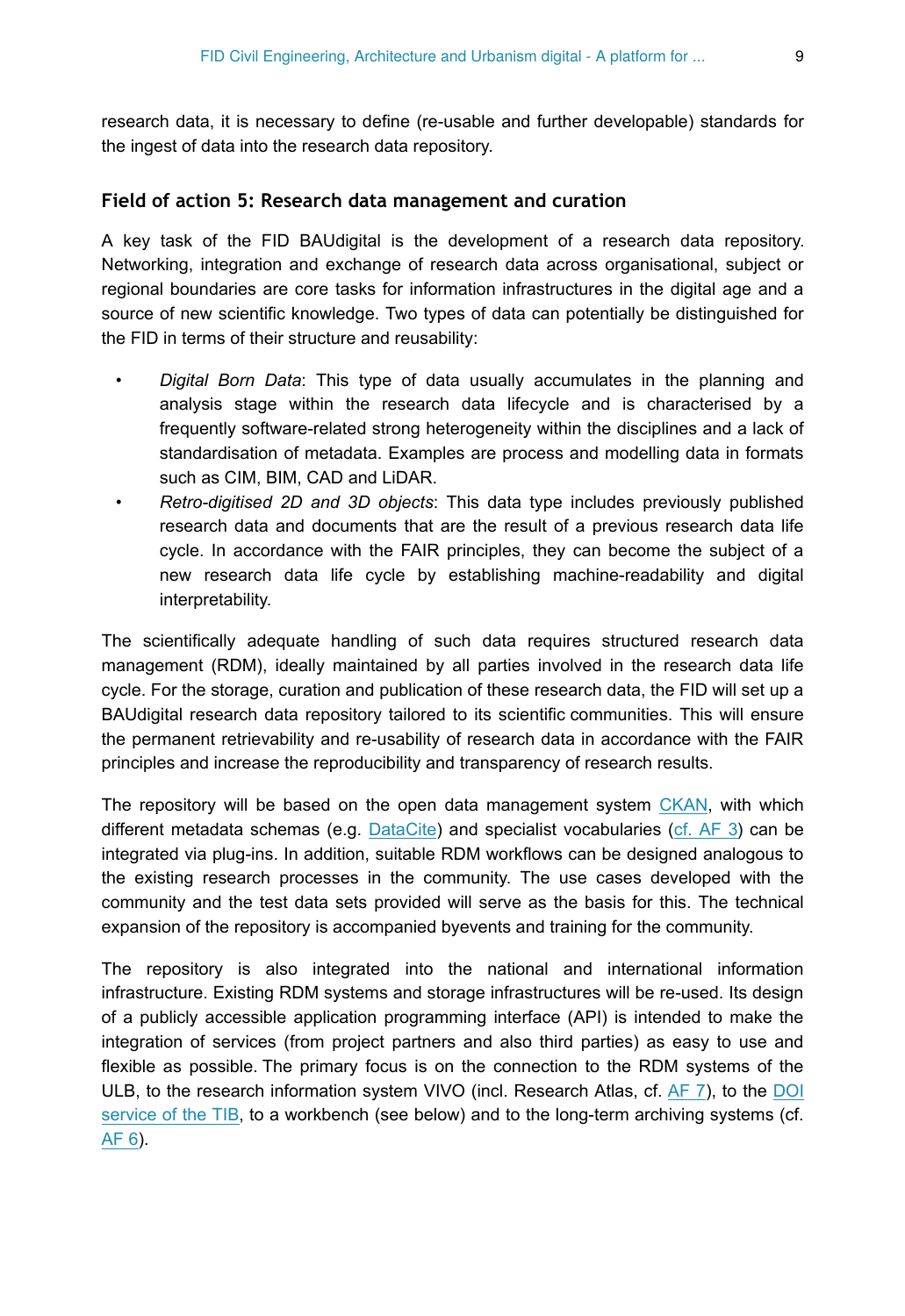research data, it is necessary to define (re-usable and further developable) standards for the ingest of data into the research data repository.

### Field of action 5: Research data management and curation

A key task of the FID BAUdigital is the development of a research data repository. Networking, integration and exchange of research data across organisational, subject or regional boundaries are core tasks for information infrastructures in the digital age and a source of new scientific knowledge. Two types of data can potentially be distinguished for the FID in terms of their structure and reusability:

- *Digital Born Data*: This type of data usually accumulates in the planning and analysis stage within the research data lifecycle and is characterised by a frequently software-related strong heterogeneity within the disciplines and a lack of standardisation of metadata. Examples are process and modelling data in formats such as CIM, BIM, CAD and LiDAR.
- *Retro-digitised 2D and 3D objects*: This data type includes previously published research data and documents that are the result of a previous research data life cycle. In accordance with the FAIR principles, they can become the subject of a new research data life cycle by establishing machine-readability and digital interpretability.

The scientifically adequate handling of such data requires structured research data management (RDM), ideally maintained by all parties involved in the research data life cycle. For the storage, curation and publication of these research data, the FID will set up a BAUdigital research data repository tailored to its scientific communities. This will ensure the permanent retrievability and re-usability of research data in accordance with the FAIR principles and increase the reproducibility and transparency of research results.

The repository will be based on the open data management system CKAN, with which different metadata schemas (e.g. DataCite) and specialist vocabularies (cf. AF 3) can be integrated via plug-ins. In addition, suitable RDM workflows can be designed analogous to the existing research processes in the community. The use cases developed with the community and the test data sets provided will serve as the basis for this. The technical expansion of the repository is accompanied byevents and training for the community.

The repository is also integrated into the national and international information infrastructure. Existing RDM systems and storage infrastructures will be re-used. Its design of a publicly accessible application programming interface (API) is intended to make the integration of services (from project partners and also third parties) as easy to use and flexible as possible. The primary focus is on the connection to the RDM systems of the ULB, to the research information system VIVO (incl. Research Atlas, cf. AF 7), to the DOI service of the TIB, to a workbench (see below) and to the long-term archiving systems (cf. AF 6).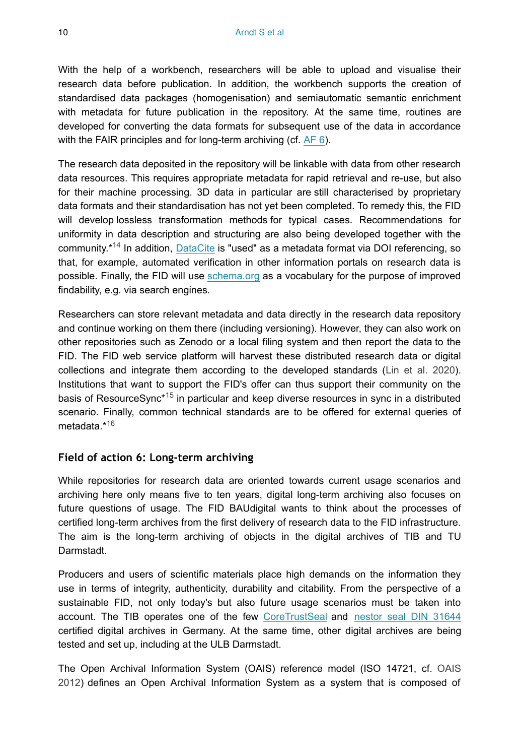With the help of a workbench, researchers will be able to upload and visualise their research data before publication. In addition, the workbench supports the creation of standardised data packages (homogenisation) and semiautomatic semantic enrichment with metadata for future publication in the repository. At the same time, routines are developed for converting the data formats for subsequent use of the data in accordance with the FAIR principles and for long-term archiving (cf. AF 6).

The research data deposited in the repository will be linkable with data from other research data resources. This requires appropriate metadata for rapid retrieval and re-use, but also for their machine processing. 3D data in particular are still characterised by proprietary data formats and their standardisation has not yet been completed. To remedy this, the FID will develop lossless transformation methods for typical cases. Recommendations for uniformity in data description and structuring are also being developed together with the community.*[14] In addition, DataCite is "used" as a metadata format via DOI referencing, so that, for example, automated verification in other information portals on research data is possible. Finally, the FID will use schema.org as a vocabulary for the purpose of improved findability, e.g. via search engines.

Researchers can store relevant metadata and data directly in the research data repository and continue working on them there (including versioning). However, they can also work on other repositories such as Zenodo or a local filing system and then report the data to the FID. The FID web service platform will harvest these distributed research data or digital collections and integrate them according to the developed standards (Lin et al. 2020). Institutions that want to support the FID's offer can thus support their community on the basis of ResourceSync*[15] in particular and keep diverse resources in sync in a distributed scenario. Finally, common technical standards are to be offered for external queries of metadata.*[16]

## Field of action 6: Long-term archiving

While repositories for research data are oriented towards current usage scenarios and archiving here only means five to ten years, digital long-term archiving also focuses on future questions of usage. The FID BAUdigital wants to think about the processes of certified long-term archives from the first delivery of research data to the FID infrastructure. The aim is the long-term archiving of objects in the digital archives of TIB and TU Darmstadt.

Producers and users of scientific materials place high demands on the information they use in terms of integrity, authenticity, durability and citability. From the perspective of a sustainable FID, not only today's but also future usage scenarios must be taken into account. The TIB operates one of the few CoreTrustSeal and nestor seal DIN 31644 certified digital archives in Germany. At the same time, other digital archives are being tested and set up, including at the ULB Darmstadt.

The Open Archival Information System (OAIS) reference model (ISO 14721, cf. OAIS 2012) defines an Open Archival Information System as a system that is composed of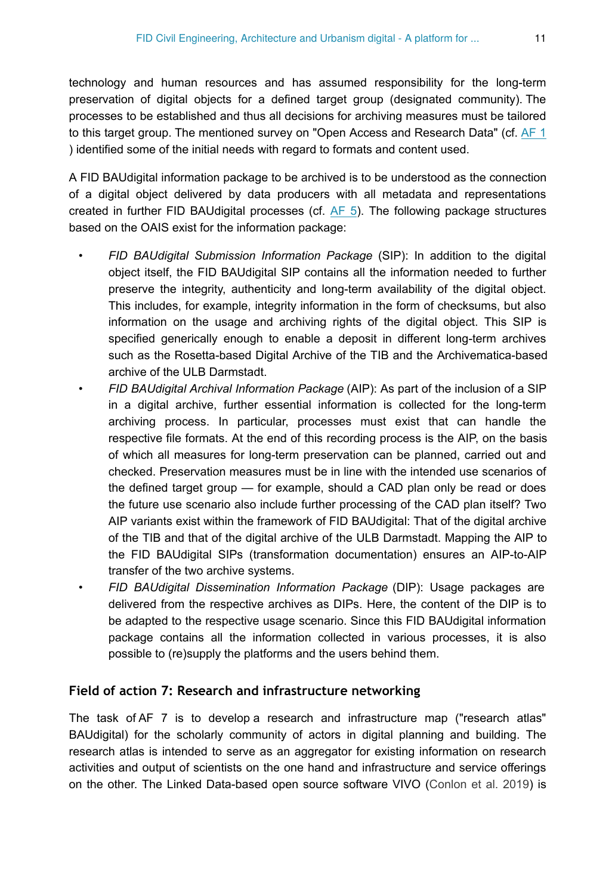technology and human resources and has assumed responsibility for the long-term preservation of digital objects for a defined target group (designated community). The processes to be established and thus all decisions for archiving measures must be tailored to this target group. The mentioned survey on "Open Access and Research Data" (cf. AF 1 ) identified some of the initial needs with regard to formats and content used.

A FID BAUdigital information package to be archived is to be understood as the connection of a digital object delivered by data producers with all metadata and representations created in further FID BAUdigital processes (cf. AF 5). The following package structures based on the OAIS exist for the information package:

- *FID BAUdigital Submission Information Package* (SIP): In addition to the digital object itself, the FID BAUdigital SIP contains all the information needed to further preserve the integrity, authenticity and long-term availability of the digital object. This includes, for example, integrity information in the form of checksums, but also information on the usage and archiving rights of the digital object. This SIP is specified generically enough to enable a deposit in different long-term archives such as the Rosetta-based Digital Archive of the TIB and the Archivematica-based archive of the ULB Darmstadt.
- *FID BAUdigital Archival Information Package* (AIP): As part of the inclusion of a SIP in a digital archive, further essential information is collected for the long-term archiving process. In particular, processes must exist that can handle the respective file formats. At the end of this recording process is the AIP, on the basis of which all measures for long-term preservation can be planned, carried out and checked. Preservation measures must be in line with the intended use scenarios of the defined target group — for example, should a CAD plan only be read or does the future use scenario also include further processing of the CAD plan itself? Two AIP variants exist within the framework of FID BAUdigital: That of the digital archive of the TIB and that of the digital archive of the ULB Darmstadt. Mapping the AIP to the FID BAUdigital SIPs (transformation documentation) ensures an AIP-to-AIP transfer of the two archive systems.
- *FID BAUdigital Dissemination Information Package* (DIP): Usage packages are delivered from the respective archives as DIPs. Here, the content of the DIP is to be adapted to the respective usage scenario. Since this FID BAUdigital information package contains all the information collected in various processes, it is also possible to (re)supply the platforms and the users behind them.

## Field of action 7: Research and infrastructure networking

The task of AF 7 is to develop a research and infrastructure map ("research atlas" BAUdigital) for the scholarly community of actors in digital planning and building. The research atlas is intended to serve as an aggregator for existing information on research activities and output of scientists on the one hand and infrastructure and service offerings on the other. The Linked Data-based open source software VIVO (Conlon et al. 2019) is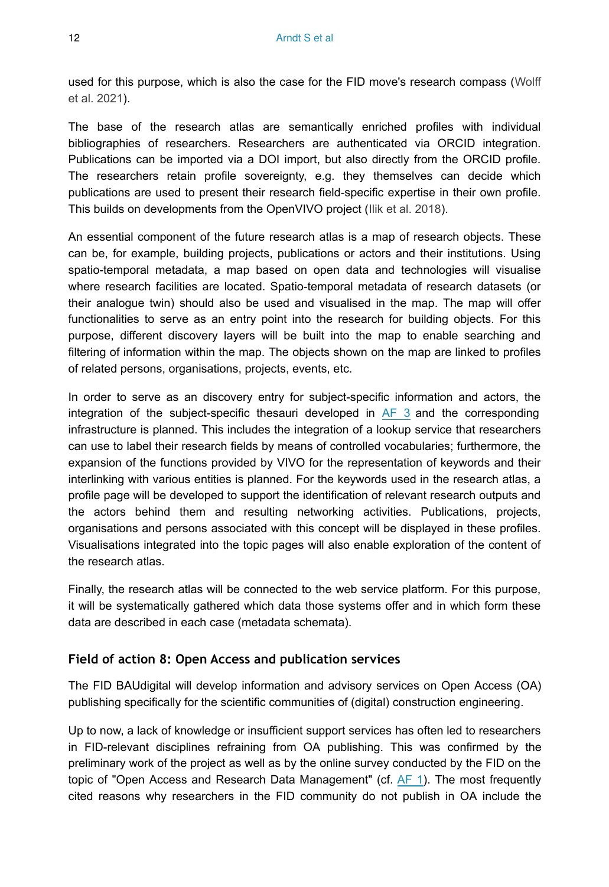used for this purpose, which is also the case for the FID move's research compass (Wolff et al. 2021).

The base of the research atlas are semantically enriched profiles with individual bibliographies of researchers. Researchers are authenticated via ORCID integration. Publications can be imported via a DOI import, but also directly from the ORCID profile. The researchers retain profile sovereignty, e.g. they themselves can decide which publications are used to present their research field-specific expertise in their own profile. This builds on developments from the OpenVIVO project (Ilik et al. 2018).

An essential component of the future research atlas is a map of research objects. These can be, for example, building projects, publications or actors and their institutions. Using spatio-temporal metadata, a map based on open data and technologies will visualise where research facilities are located. Spatio-temporal metadata of research datasets (or their analogue twin) should also be used and visualised in the map. The map will offer functionalities to serve as an entry point into the research for building objects. For this purpose, different discovery layers will be built into the map to enable searching and filtering of information within the map. The objects shown on the map are linked to profiles of related persons, organisations, projects, events, etc.

In order to serve as an discovery entry for subject-specific information and actors, the integration of the subject-specific thesauri developed in AF 3 and the corresponding infrastructure is planned. This includes the integration of a lookup service that researchers can use to label their research fields by means of controlled vocabularies; furthermore, the expansion of the functions provided by VIVO for the representation of keywords and their interlinking with various entities is planned. For the keywords used in the research atlas, a profile page will be developed to support the identification of relevant research outputs and the actors behind them and resulting networking activities. Publications, projects, organisations and persons associated with this concept will be displayed in these profiles. Visualisations integrated into the topic pages will also enable exploration of the content of the research atlas.

Finally, the research atlas will be connected to the web service platform. For this purpose, it will be systematically gathered which data those systems offer and in which form these data are described in each case (metadata schemata).

### Field of action 8: Open Access and publication services

The FID BAUdigital will develop information and advisory services on Open Access (OA) publishing specifically for the scientific communities of (digital) construction engineering.

Up to now, a lack of knowledge or insufficient support services has often led to researchers in FID-relevant disciplines refraining from OA publishing. This was confirmed by the preliminary work of the project as well as by the online survey conducted by the FID on the topic of "Open Access and Research Data Management" (cf. AF 1). The most frequently cited reasons why researchers in the FID community do not publish in OA include the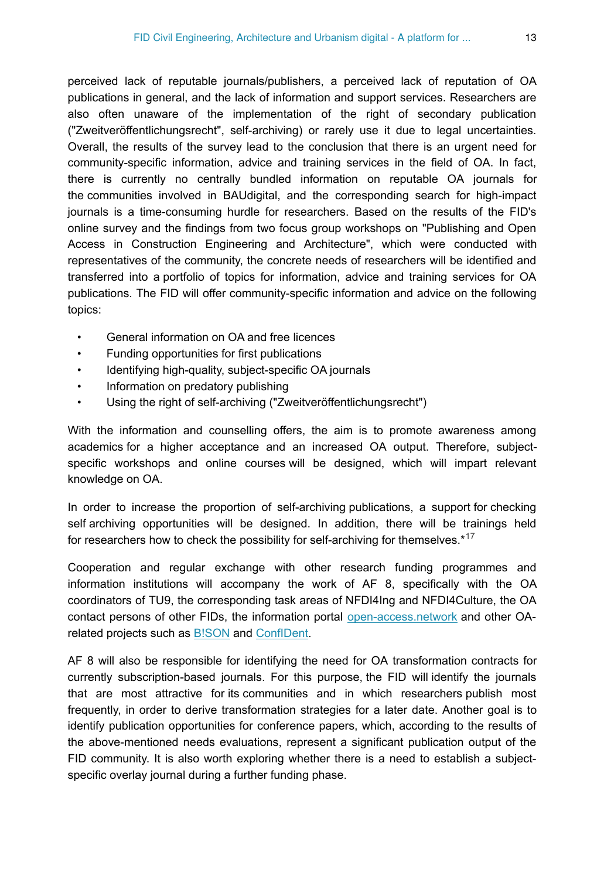perceived lack of reputable journals/publishers, a perceived lack of reputation of OA publications in general, and the lack of information and support services. Researchers are also often unaware of the implementation of the right of secondary publication ("Zweitveröffentlichungsrecht", self-archiving) or rarely use it due to legal uncertainties. Overall, the results of the survey lead to the conclusion that there is an urgent need for community-specific information, advice and training services in the field of OA. In fact, there is currently no centrally bundled information on reputable OA journals for the communities involved in BAUdigital, and the corresponding search for high-impact journals is a time-consuming hurdle for researchers. Based on the results of the FID's online survey and the findings from two focus group workshops on "Publishing and Open Access in Construction Engineering and Architecture", which were conducted with representatives of the community, the concrete needs of researchers will be identified and transferred into a portfolio of topics for information, advice and training services for OA publications. The FID will offer community-specific information and advice on the following topics:

- General information on OA and free licences
- Funding opportunities for first publications
- Identifying high-quality, subject-specific OA journals
- Information on predatory publishing
- Using the right of self-archiving ("Zweitveröffentlichungsrecht")

With the information and counselling offers, the aim is to promote awareness among academics for a higher acceptance and an increased OA output. Therefore, subject-specific workshops and online courses will be designed, which will impart relevant knowledge on OA.

In order to increase the proportion of self-archiving publications, a support for checking self archiving opportunities will be designed. In addition, there will be trainings held for researchers how to check the possibility for self-archiving for themselves.*[17]

Cooperation and regular exchange with other research funding programmes and information institutions will accompany the work of AF 8, specifically with the OA coordinators of TU9, the corresponding task areas of NFDI4Ing and NFDI4Culture, the OA contact persons of other FIDs, the information portal open-access.network and other OA-related projects such as B!SON and ConfIDent.

AF 8 will also be responsible for identifying the need for OA transformation contracts for currently subscription-based journals. For this purpose, the FID will identify the journals that are most attractive for its communities and in which researchers publish most frequently, in order to derive transformation strategies for a later date. Another goal is to identify publication opportunities for conference papers, which, according to the results of the above-mentioned needs evaluations, represent a significant publication output of the FID community. It is also worth exploring whether there is a need to establish a subject-specific overlay journal during a further funding phase.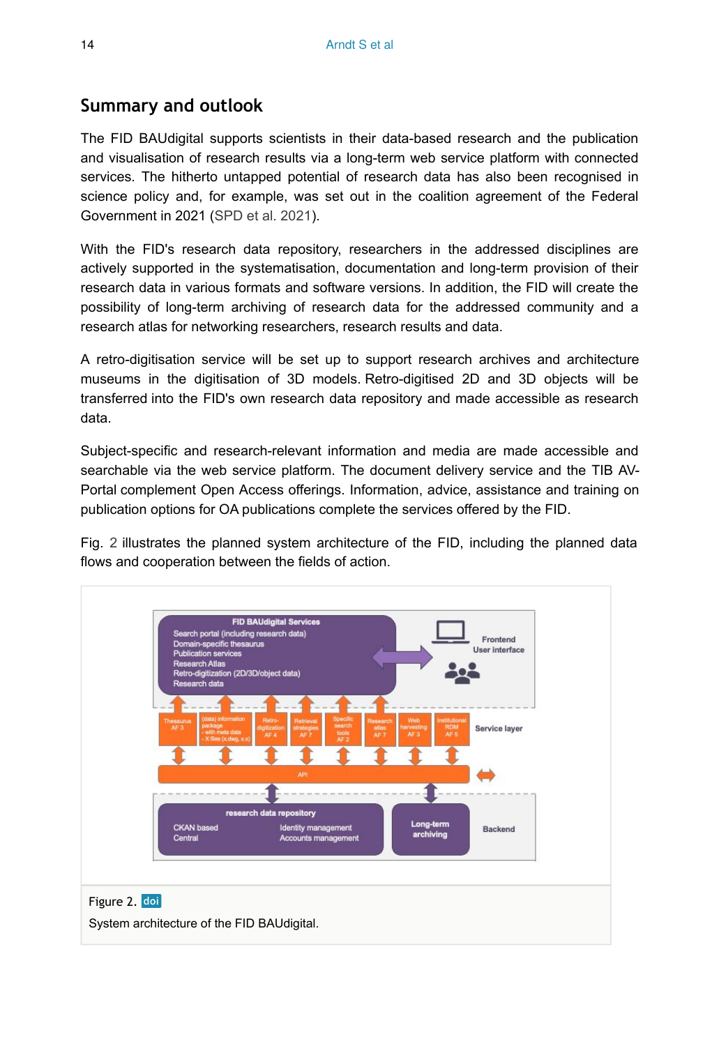## Summary and outlook

The FID BAUdigital supports scientists in their data-based research and the publication and visualisation of research results via a long-term web service platform with connected services. The hitherto untapped potential of research data has also been recognised in science policy and, for example, was set out in the coalition agreement of the Federal Government in 2021 (SPD et al. 2021).

With the FID's research data repository, researchers in the addressed disciplines are actively supported in the systematisation, documentation and long-term provision of their research data in various formats and software versions. In addition, the FID will create the possibility of long-term archiving of research data for the addressed community and a research atlas for networking researchers, research results and data.

A retro-digitisation service will be set up to support research archives and architecture museums in the digitisation of 3D models. Retro-digitised 2D and 3D objects will be transferred into the FID's own research data repository and made accessible as research data.

Subject-specific and research-relevant information and media are made accessible and searchable via the web service platform. The document delivery service and the TIB AV-Portal complement Open Access offerings. Information, advice, assistance and training on publication options for OA publications complete the services offered by the FID.

Fig. 2 illustrates the planned system architecture of the FID, including the planned data flows and cooperation between the fields of action.

Figure 2. doi

System architecture of the FID BAUdigital.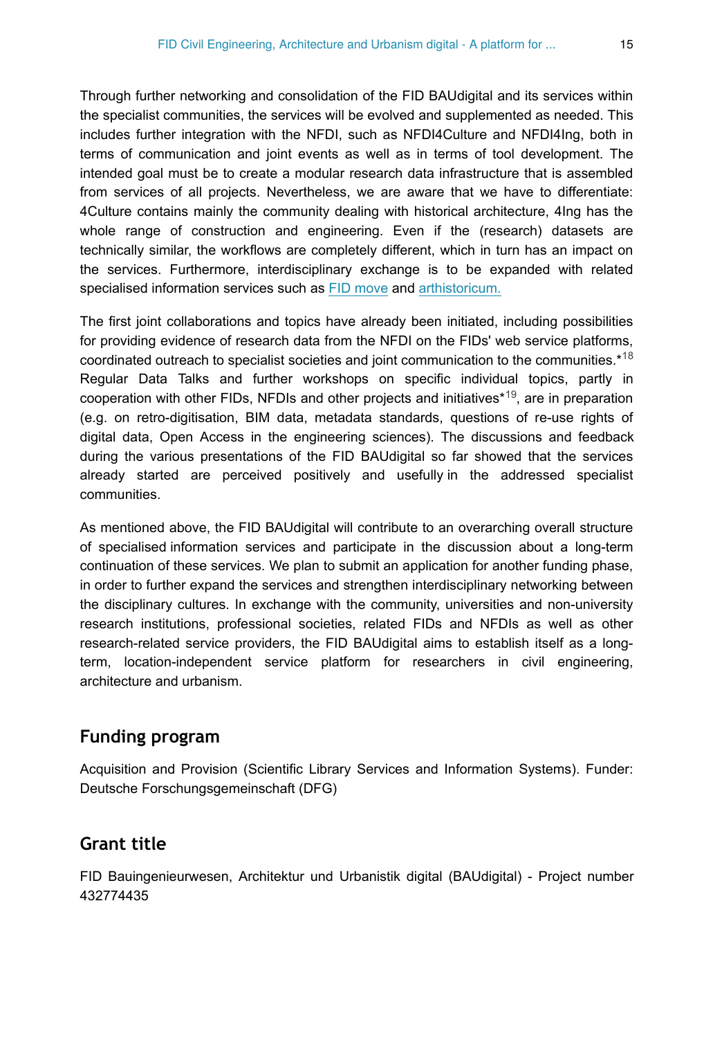Through further networking and consolidation of the FID BAUdigital and its services within the specialist communities, the services will be evolved and supplemented as needed. This includes further integration with the NFDI, such as NFDI4Culture and NFDI4Ing, both in terms of communication and joint events as well as in terms of tool development. The intended goal must be to create a modular research data infrastructure that is assembled from services of all projects. Nevertheless, we are aware that we have to differentiate: 4Culture contains mainly the community dealing with historical architecture, 4Ing has the whole range of construction and engineering. Even if the (research) datasets are technically similar, the workflows are completely different, which in turn has an impact on the services. Furthermore, interdisciplinary exchange is to be expanded with related specialised information services such as FID move and arthistoricum.

The first joint collaborations and topics have already been initiated, including possibilities for providing evidence of research data from the NFDI on the FIDs' web service platforms, coordinated outreach to specialist societies and joint communication to the communities.*[18] Regular Data Talks and further workshops on specific individual topics, partly in cooperation with other FIDs, NFDIs and other projects and initiatives*[19], are in preparation (e.g. on retro-digitisation, BIM data, metadata standards, questions of re-use rights of digital data, Open Access in the engineering sciences). The discussions and feedback during the various presentations of the FID BAUdigital so far showed that the services already started are perceived positively and usefully in the addressed specialist communities.

As mentioned above, the FID BAUdigital will contribute to an overarching overall structure of specialised information services and participate in the discussion about a long-term continuation of these services. We plan to submit an application for another funding phase, in order to further expand the services and strengthen interdisciplinary networking between the disciplinary cultures. In exchange with the community, universities and non-university research institutions, professional societies, related FIDs and NFDIs as well as other research-related service providers, the FID BAUdigital aims to establish itself as a long-term, location-independent service platform for researchers in civil engineering, architecture and urbanism.

## Funding program

Acquisition and Provision (Scientific Library Services and Information Systems). Funder: Deutsche Forschungsgemeinschaft (DFG)

## Grant title

FID Bauingenieurwesen, Architektur und Urbanistik digital (BAUdigital) - Project number 432774435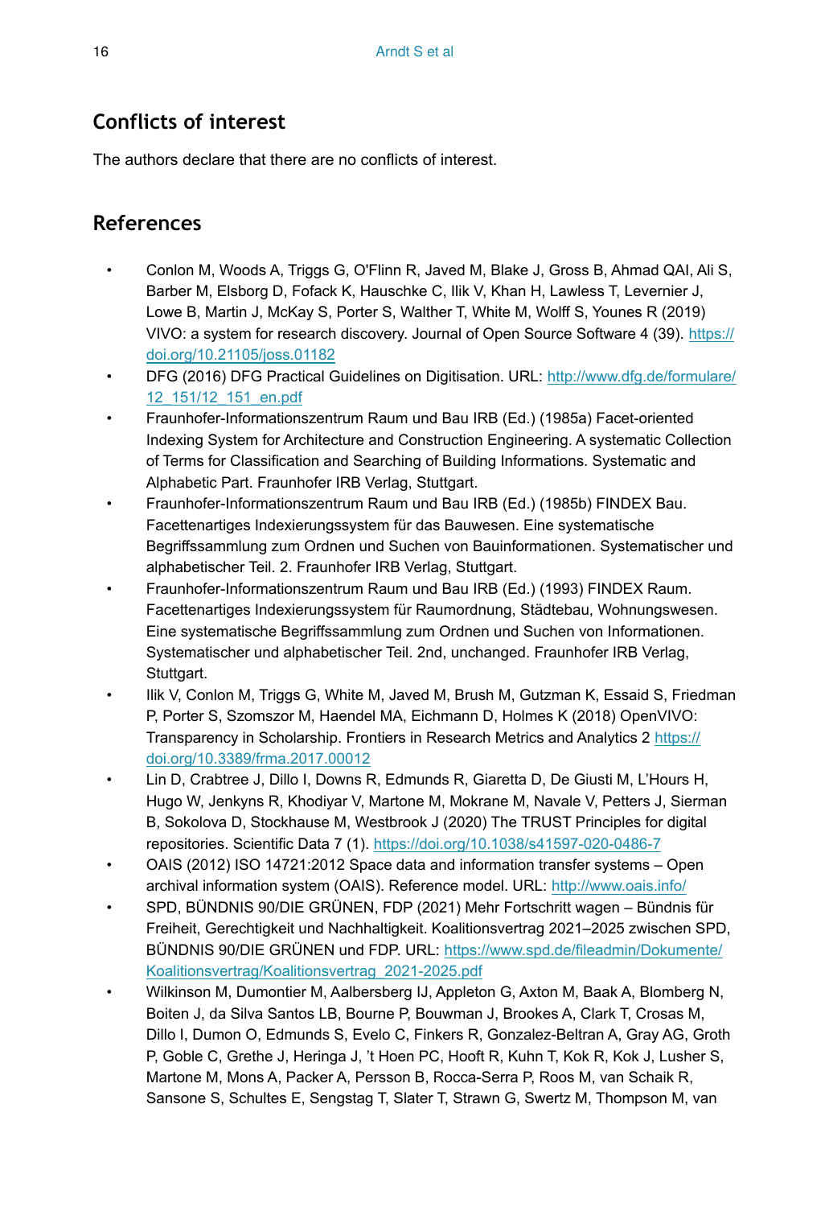## Conflicts of interest

The authors declare that there are no conflicts of interest.

## References

- Conlon M, Woods A, Triggs G, O'Flinn R, Javed M, Blake J, Gross B, Ahmad QAI, Ali S, Barber M, Elsborg D, Fofack K, Hauschke C, Ilik V, Khan H, Lawless T, Levernier J, Lowe B, Martin J, McKay S, Porter S, Walther T, White M, Wolff S, Younes R (2019) VIVO: a system for research discovery. Journal of Open Source Software 4 (39). https://doi.org/10.21105/joss.01182
- DFG (2016) DFG Practical Guidelines on Digitisation. URL: http://www.dfg.de/formulare/12_151/12_151_en.pdf
- Fraunhofer-Informationszentrum Raum und Bau IRB (Ed.) (1985a) Facet-oriented Indexing System for Architecture and Construction Engineering. A systematic Collection of Terms for Classification and Searching of Building Informations. Systematic and Alphabetic Part. Fraunhofer IRB Verlag, Stuttgart.
- Fraunhofer-Informationszentrum Raum und Bau IRB (Ed.) (1985b) FINDEX Bau. Facettenartiges Indexierungssystem für das Bauwesen. Eine systematische Begriffssammlung zum Ordnen und Suchen von Bauinformationen. Systematischer und alphabetischer Teil. 2. Fraunhofer IRB Verlag, Stuttgart.
- Fraunhofer-Informationszentrum Raum und Bau IRB (Ed.) (1993) FINDEX Raum. Facettenartiges Indexierungssystem für Raumordnung, Städtebau, Wohnungswesen. Eine systematische Begriffssammlung zum Ordnen und Suchen von Informationen. Systematischer und alphabetischer Teil. 2nd, unchanged. Fraunhofer IRB Verlag, Stuttgart.
- Ilik V, Conlon M, Triggs G, White M, Javed M, Brush M, Gutzman K, Essaid S, Friedman P, Porter S, Szomszor M, Haendel MA, Eichmann D, Holmes K (2018) OpenVIVO: Transparency in Scholarship. Frontiers in Research Metrics and Analytics 2 https://doi.org/10.3389/frma.2017.00012
- Lin D, Crabtree J, Dillo I, Downs R, Edmunds R, Giaretta D, De Giusti M, L'Hours H, Hugo W, Jenkyns R, Khodiyar V, Martone M, Mokrane M, Navale V, Petters J, Sierman B, Sokolova D, Stockhause M, Westbrook J (2020) The TRUST Principles for digital repositories. Scientific Data 7 (1). https://doi.org/10.1038/s41597-020-0486-7
- OAIS (2012) ISO 14721:2012 Space data and information transfer systems – Open archival information system (OAIS). Reference model. URL: http://www.oais.info/
- SPD, BÜNDNIS 90/DIE GRÜNEN, FDP (2021) Mehr Fortschritt wagen – Bündnis für Freiheit, Gerechtigkeit und Nachhaltigkeit. Koalitionsvertrag 2021–2025 zwischen SPD, BÜNDNIS 90/DIE GRÜNEN und FDP. URL: https://www.spd.de/fileadmin/Dokumente/Koalitionsvertrag/Koalitionsvertrag_2021-2025.pdf
- Wilkinson M, Dumontier M, Aalbersberg IJ, Appleton G, Axton M, Baak A, Blomberg N, Boiten J, da Silva Santos LB, Bourne P, Bouwman J, Brookes A, Clark T, Crosas M, Dillo I, Dumon O, Edmunds S, Evelo C, Finkers R, Gonzalez-Beltran A, Gray AG, Groth P, Goble C, Grethe J, Heringa J, 't Hoen PC, Hooft R, Kuhn T, Kok R, Kok J, Lusher S, Martone M, Mons A, Packer A, Persson B, Rocca-Serra P, Roos M, van Schaik R, Sansone S, Schultes E, Sengstag T, Slater T, Strawn G, Swertz M, Thompson M, van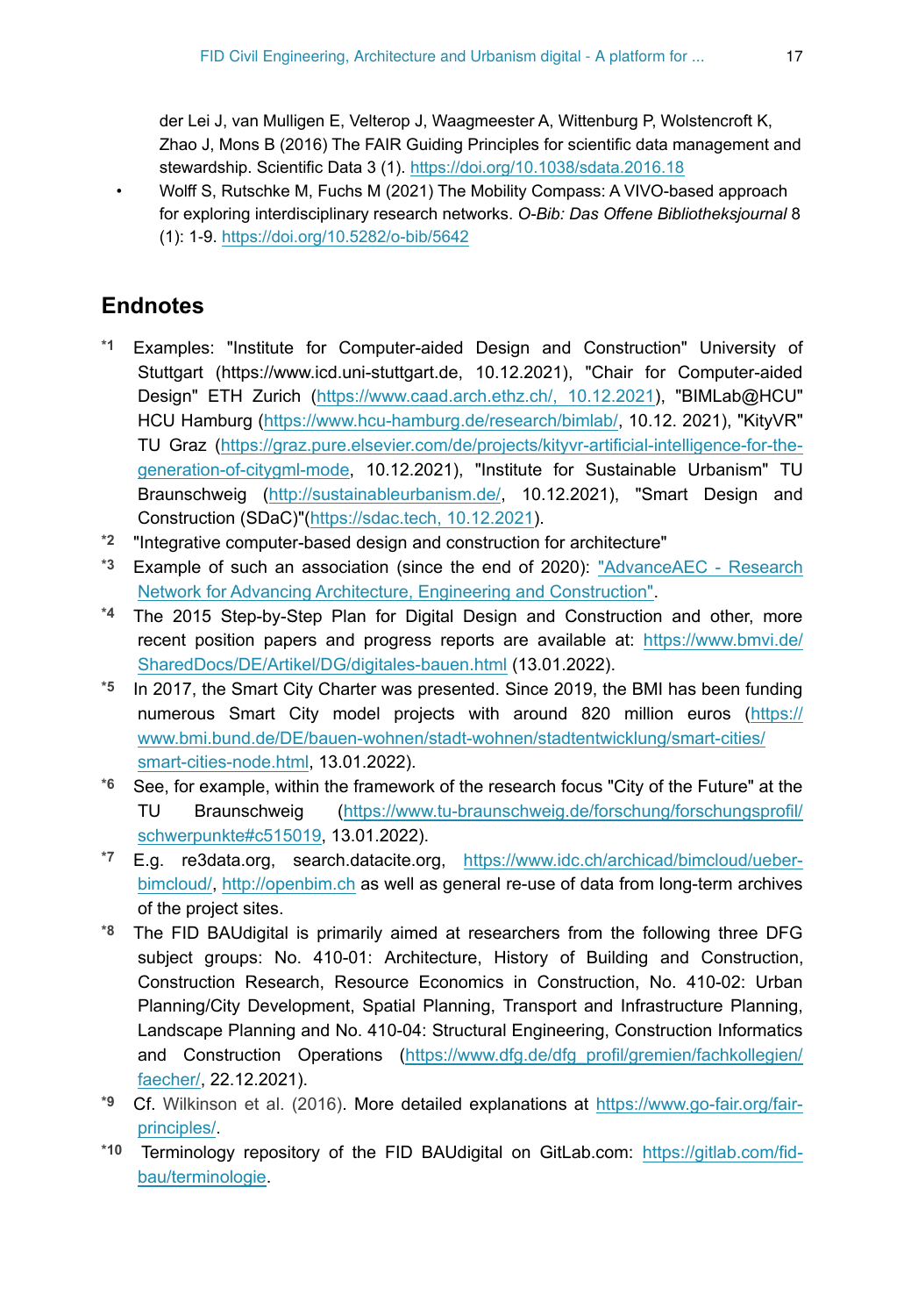der Lei J, van Mulligen E, Velterop J, Waagmeester A, Wittenburg P, Wolstencroft K, Zhao J, Mons B (2016) The FAIR Guiding Principles for scientific data management and stewardship. Scientific Data 3 (1). https://doi.org/10.1038/sdata.2016.18

- Wolff S, Rutschke M, Fuchs M (2021) The Mobility Compass: A VIVO-based approach for exploring interdisciplinary research networks. *O-Bib: Das Offene Bibliotheksjournal* 8 (1): 1-9. https://doi.org/10.5282/o-bib/5642

## Endnotes

*1 Examples: "Institute for Computer-aided Design and Construction" University of Stuttgart (https://www.icd.uni-stuttgart.de, 10.12.2021), "Chair for Computer-aided Design" ETH Zurich (https://www.caad.arch.ethz.ch/, 10.12.2021), "BIMLab@HCU" HCU Hamburg (https://www.hcu-hamburg.de/research/bimlab/, 10.12. 2021), "KityVR" TU Graz (https://graz.pure.elsevier.com/de/projects/kityvr-artificial-intelligence-for-the-generation-of-citygml-mode, 10.12.2021), "Institute for Sustainable Urbanism" TU Braunschweig (http://sustainableurbanism.de/, 10.12.2021), "Smart Design and Construction (SDaC)"(https://sdac.tech, 10.12.2021).

*2 "Integrative computer-based design and construction for architecture"

*3 Example of such an association (since the end of 2020): "AdvanceAEC - Research Network for Advancing Architecture, Engineering and Construction".

*4 The 2015 Step-by-Step Plan for Digital Design and Construction and other, more recent position papers and progress reports are available at: https://www.bmvi.de/SharedDocs/DE/Artikel/DG/digitales-bauen.html (13.01.2022).

*5 In 2017, the Smart City Charter was presented. Since 2019, the BMI has been funding numerous Smart City model projects with around 820 million euros (https://www.bmi.bund.de/DE/bauen-wohnen/stadt-wohnen/stadtentwicklung/smart-cities/smart-cities-node.html, 13.01.2022).

*6 See, for example, within the framework of the research focus "City of the Future" at the TU Braunschweig (https://www.tu-braunschweig.de/forschung/forschungsprofil/schwerpunkte#c515019, 13.01.2022).

*7 E.g. re3data.org, search.datacite.org, https://www.idc.ch/archicad/bimcloud/ueber-bimcloud/, http://openbim.ch as well as general re-use of data from long-term archives of the project sites.

*8 The FID BAUdigital is primarily aimed at researchers from the following three DFG subject groups: No. 410-01: Architecture, History of Building and Construction, Construction Research, Resource Economics in Construction, No. 410-02: Urban Planning/City Development, Spatial Planning, Transport and Infrastructure Planning, Landscape Planning and No. 410-04: Structural Engineering, Construction Informatics and Construction Operations (https://www.dfg.de/dfg_profil/gremien/fachkollegien/faecher/, 22.12.2021).

*9 Cf. Wilkinson et al. (2016). More detailed explanations at https://www.go-fair.org/fair-principles/.

*10 Terminology repository of the FID BAUdigital on GitLab.com: https://gitlab.com/fid-bau/terminologie.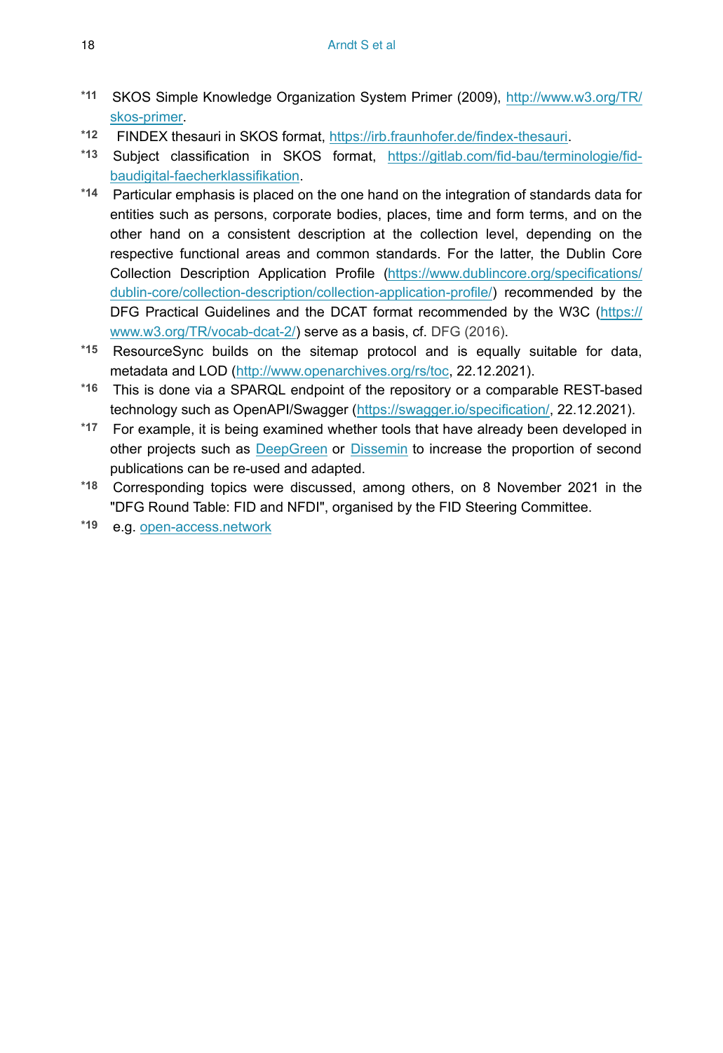[*11] SKOS Simple Knowledge Organization System Primer (2009), http://www.w3.org/TR/skos-primer.

[*12] FINDEX thesauri in SKOS format, https://irb.fraunhofer.de/findex-thesauri.

[*13] Subject classification in SKOS format, https://gitlab.com/fid-bau/terminologie/fid-baudigital-faecherklassifikation.

[*14] Particular emphasis is placed on the one hand on the integration of standards data for entities such as persons, corporate bodies, places, time and form terms, and on the other hand on a consistent description at the collection level, depending on the respective functional areas and common standards. For the latter, the Dublin Core Collection Description Application Profile (https://www.dublincore.org/specifications/dublin-core/collection-description/collection-application-profile/) recommended by the DFG Practical Guidelines and the DCAT format recommended by the W3C (https://www.w3.org/TR/vocab-dcat-2/) serve as a basis, cf. DFG (2016).

[*15] ResourceSync builds on the sitemap protocol and is equally suitable for data, metadata and LOD (http://www.openarchives.org/rs/toc, 22.12.2021).

[*16] This is done via a SPARQL endpoint of the repository or a comparable REST-based technology such as OpenAPI/Swagger (https://swagger.io/specification/, 22.12.2021).

[*17] For example, it is being examined whether tools that have already been developed in other projects such as DeepGreen or Dissemin to increase the proportion of second publications can be re-used and adapted.

[*18] Corresponding topics were discussed, among others, on 8 November 2021 in the "DFG Round Table: FID and NFDI", organised by the FID Steering Committee.

[*19] e.g. open-access.network